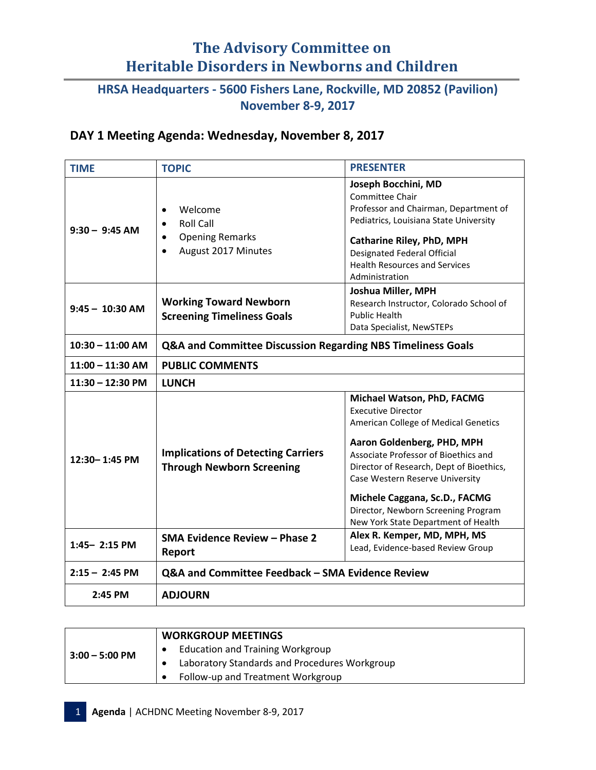# The Advisory Committee on Heritable Disorders in Newborns and Children

## HRSA Headquarters - 5600 Fishers Lane, Rockville, MD 20852 (Pavilion)
## November 8-9, 2017

### DAY 1 Meeting Agenda: Wednesday, November 8, 2017

| TIME | TOPIC | PRESENTER |
|---|---|---|
| 9:30 – 9:45 AM | • Welcome<br>• Roll Call<br>• Opening Remarks<br>• August 2017 Minutes | **Joseph Bocchini, MD**<br>Committee Chair<br>Professor and Chairman, Department of Pediatrics, Louisiana State University<br><br>**Catharine Riley, PhD, MPH**<br>Designated Federal Official<br>Health Resources and Services Administration |
| 9:45 – 10:30 AM | **Working Toward Newborn Screening Timeliness Goals** | **Joshua Miller, MPH**<br>Research Instructor, Colorado School of Public Health<br>Data Specialist, NewSTEPs |
| 10:30 – 11:00 AM | **Q&A and Committee Discussion Regarding NBS Timeliness Goals** | |
| 11:00 – 11:30 AM | **PUBLIC COMMENTS** | |
| 11:30 – 12:30 PM | **LUNCH** | |
| 12:30– 1:45 PM | **Implications of Detecting Carriers Through Newborn Screening** | **Michael Watson, PhD, FACMG**<br>Executive Director<br>American College of Medical Genetics<br><br>**Aaron Goldenberg, PHD, MPH**<br>Associate Professor of Bioethics and Director of Research, Dept of Bioethics, Case Western Reserve University<br><br>**Michele Caggana, Sc.D., FACMG**<br>Director, Newborn Screening Program<br>New York State Department of Health |
| 1:45– 2:15 PM | **SMA Evidence Review – Phase 2 Report** | **Alex R. Kemper, MD, MPH, MS**<br>Lead, Evidence-based Review Group |
| 2:15 – 2:45 PM | **Q&A and Committee Feedback – SMA Evidence Review** | |
| 2:45 PM | **ADJOURN** | |

| | |
|---|---|
| 3:00 – 5:00 PM | **WORKGROUP MEETINGS**<br>• Education and Training Workgroup<br>• Laboratory Standards and Procedures Workgroup<br>• Follow-up and Treatment Workgroup |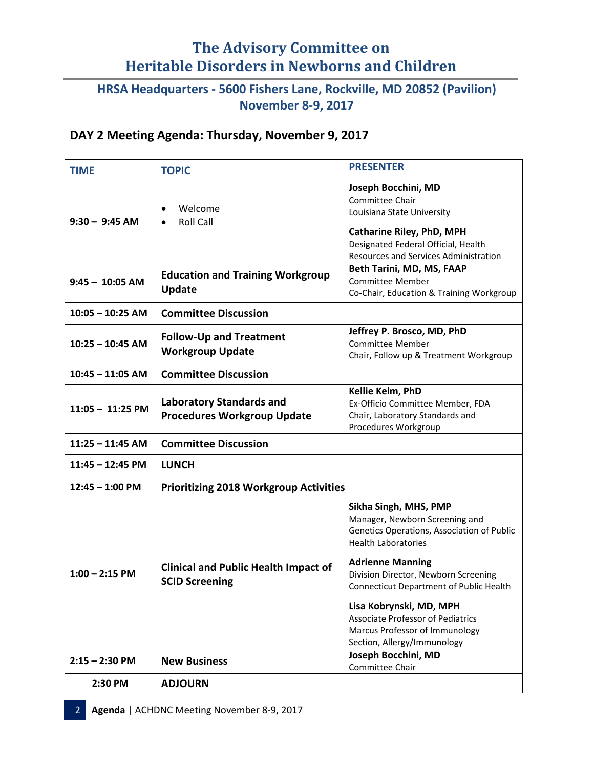# The Advisory Committee on Heritable Disorders in Newborns and Children

## HRSA Headquarters - 5600 Fishers Lane, Rockville, MD 20852 (Pavilion)
## November 8-9, 2017

### DAY 2 Meeting Agenda: Thursday, November 9, 2017

| TIME | TOPIC | PRESENTER |
|---|---|---|
| 9:30 – 9:45 AM | • Welcome<br>• Roll Call | **Joseph Bocchini, MD**<br>Committee Chair<br>Louisiana State University<br><br>**Catharine Riley, PhD, MPH**<br>Designated Federal Official, Health Resources and Services Administration |
| 9:45 – 10:05 AM | **Education and Training Workgroup Update** | **Beth Tarini, MD, MS, FAAP**<br>Committee Member<br>Co-Chair, Education & Training Workgroup |
| 10:05 – 10:25 AM | **Committee Discussion** | |
| 10:25 – 10:45 AM | **Follow-Up and Treatment Workgroup Update** | **Jeffrey P. Brosco, MD, PhD**<br>Committee Member<br>Chair, Follow up & Treatment Workgroup |
| 10:45 – 11:05 AM | **Committee Discussion** | |
| 11:05 – 11:25 PM | **Laboratory Standards and Procedures Workgroup Update** | **Kellie Kelm, PhD**<br>Ex-Officio Committee Member, FDA<br>Chair, Laboratory Standards and Procedures Workgroup |
| 11:25 – 11:45 AM | **Committee Discussion** | |
| 11:45 – 12:45 PM | **LUNCH** | |
| 12:45 – 1:00 PM | **Prioritizing 2018 Workgroup Activities** | |
| 1:00 – 2:15 PM | **Clinical and Public Health Impact of SCID Screening** | **Sikha Singh, MHS, PMP**<br>Manager, Newborn Screening and Genetics Operations, Association of Public Health Laboratories<br><br>**Adrienne Manning**<br>Division Director, Newborn Screening<br>Connecticut Department of Public Health<br><br>**Lisa Kobrynski, MD, MPH**<br>Associate Professor of Pediatrics<br>Marcus Professor of Immunology<br>Section, Allergy/Immunology |
| 2:15 – 2:30 PM | **New Business** | **Joseph Bocchini, MD**<br>Committee Chair |
| 2:30 PM | **ADJOURN** | |